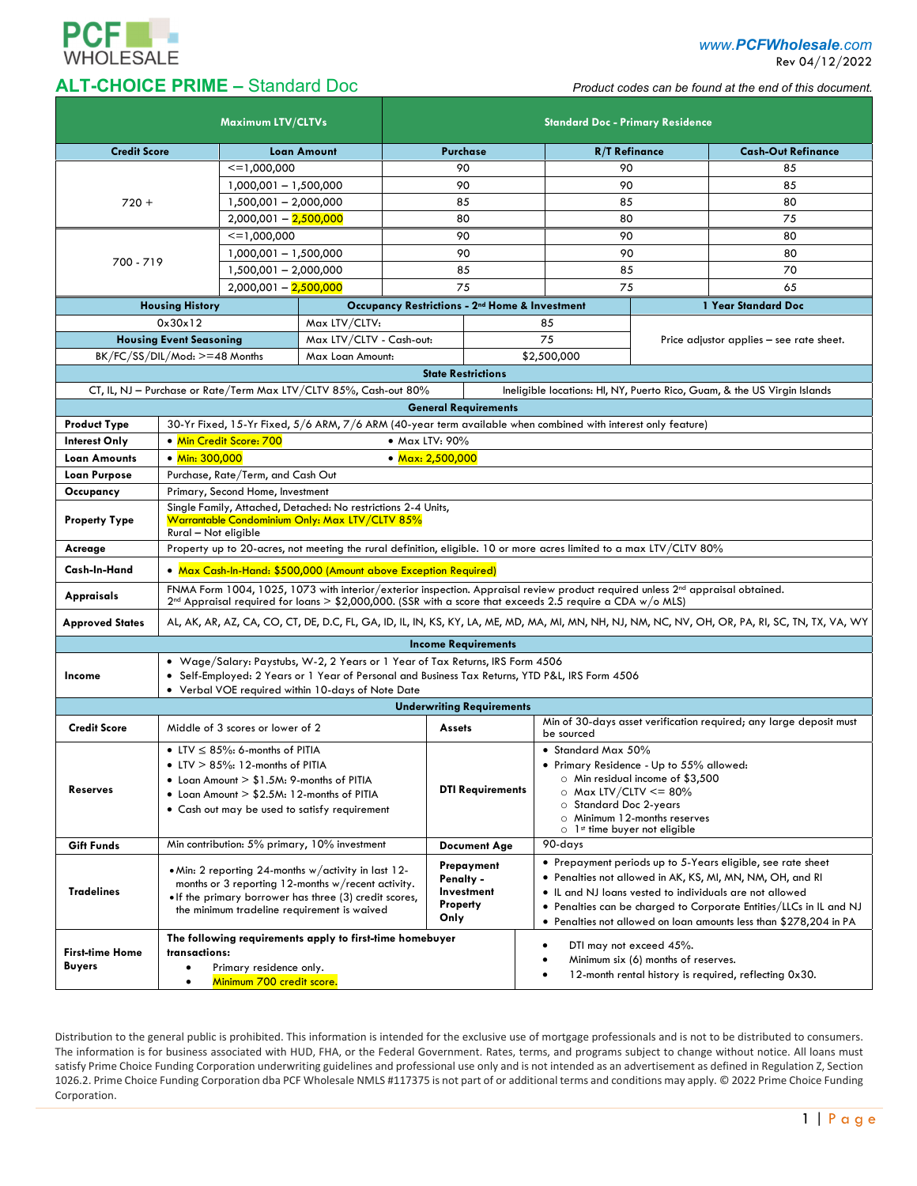PCF WHOLESALE

www.PCFWholesale.com
Rev 04/12/2022

# ALT-CHOICE PRIME – Standard Doc

*Product codes can be found at the end of this document.*

| Maximum LTV/CLTVs | | Standard Doc - Primary Residence | | |
|---|---|---|---|---|
| **Credit Score** | **Loan Amount** | **Purchase** | **R/T Refinance** | **Cash-Out Refinance** |
| 720 + | <=1,000,000 | 90 | 90 | 85 |
| | 1,000,001 – 1,500,000 | 90 | 90 | 85 |
| | 1,500,001 – 2,000,000 | 85 | 85 | 80 |
| | 2,000,001 – 2,500,000 | 80 | 80 | 75 |
| 700 - 719 | <=1,000,000 | 90 | 90 | 80 |
| | 1,000,001 – 1,500,000 | 90 | 90 | 80 |
| | 1,500,001 – 2,000,000 | 85 | 85 | 70 |
| | 2,000,001 – 2,500,000 | 75 | 75 | 65 |

| Housing History | Occupancy Restrictions - 2nd Home & Investment | | 1 Year Standard Doc |
|---|---|---|---|
| 0x30x12 | Max LTV/CLTV: | 85 | Price adjustor applies – see rate sheet. |
| **Housing Event Seasoning** | Max LTV/CLTV - Cash-out: | 75 | |
| BK/FC/SS/DIL/Mod: >=48 Months | Max Loan Amount: | $2,500,000 | |

| State Restrictions | |
|---|---|
| CT, IL, NJ – Purchase or Rate/Term Max LTV/CLTV 85%, Cash-out 80% | Ineligible locations: HI, NY, Puerto Rico, Guam, & the US Virgin Islands |

| General Requirements | |
|---|---|
| **Product Type** | 30-Yr Fixed, 15-Yr Fixed, 5/6 ARM, 7/6 ARM (40-year term available when combined with interest only feature) |
| **Interest Only** | • Min Credit Score: 700 • Max LTV: 90% |
| **Loan Amounts** | • Min: 300,000 • Max: 2,500,000 |
| **Loan Purpose** | Purchase, Rate/Term, and Cash Out |
| **Occupancy** | Primary, Second Home, Investment |
| **Property Type** | Single Family, Attached, Detached: No restrictions 2-4 Units,<br>Warrantable Condominium Only: Max LTV/CLTV 85%<br>Rural – Not eligible |
| **Acreage** | Property up to 20-acres, not meeting the rural definition, eligible. 10 or more acres limited to a max LTV/CLTV 80% |
| **Cash-In-Hand** | • Max Cash-In-Hand: $500,000 (Amount above Exception Required) |
| **Appraisals** | FNMA Form 1004, 1025, 1073 with interior/exterior inspection. Appraisal review product required unless 2nd appraisal obtained.<br>2nd Appraisal required for loans > $2,000,000. (SSR with a score that exceeds 2.5 require a CDA w/o MLS) |
| **Approved States** | AL, AK, AR, AZ, CA, CO, CT, DE, D.C, FL, GA, ID, IL, IN, KS, KY, LA, ME, MD, MA, MI, MN, NH, NJ, NM, NC, NV, OH, OR, PA, RI, SC, TN, TX, VA, WY |

| Income Requirements | |
|---|---|
| **Income** | • Wage/Salary: Paystubs, W-2, 2 Years or 1 Year of Tax Returns, IRS Form 4506<br>• Self-Employed: 2 Years or 1 Year of Personal and Business Tax Returns, YTD P&L, IRS Form 4506<br>• Verbal VOE required within 10-days of Note Date |

| Underwriting Requirements | | | |
|---|---|---|---|
| **Credit Score** | Middle of 3 scores or lower of 2 | **Assets** | Min of 30-days asset verification required; any large deposit must be sourced |
| **Reserves** | • LTV ≤ 85%: 6-months of PITIA<br>• LTV > 85%: 12-months of PITIA<br>• Loan Amount > $1.5M: 9-months of PITIA<br>• Loan Amount > $2.5M: 12-months of PITIA<br>• Cash out may be used to satisfy requirement | **DTI Requirements** | • Standard Max 50%<br>• Primary Residence - Up to 55% allowed:<br>○ Min residual income of $3,500<br>○ Max LTV/CLTV <= 80%<br>○ Standard Doc 2-years<br>○ Minimum 12-months reserves<br>○ 1st time buyer not eligible |
| **Gift Funds** | Min contribution: 5% primary, 10% investment | **Document Age** | 90-days |
| **Tradelines** | • Min: 2 reporting 24-months w/activity in last 12-months or 3 reporting 12-months w/recent activity.<br>• If the primary borrower has three (3) credit scores, the minimum tradeline requirement is waived | **Prepayment Penalty - Investment Property Only** | • Prepayment periods up to 5-Years eligible, see rate sheet<br>• Penalties not allowed in AK, KS, MI, MN, NM, OH, and RI<br>• IL and NJ loans vested to individuals are not allowed<br>• Penalties can be charged to Corporate Entities/LLCs in IL and NJ<br>• Penalties not allowed on loan amounts less than $278,204 in PA |
| **First-time Home Buyers** | **The following requirements apply to first-time homebuyer transactions:**<br>• Primary residence only.<br>• Minimum 700 credit score. | | • DTI may not exceed 45%.<br>• Minimum six (6) months of reserves.<br>• 12-month rental history is required, reflecting 0x30. |

Distribution to the general public is prohibited. This information is intended for the exclusive use of mortgage professionals and is not to be distributed to consumers. The information is for business associated with HUD, FHA, or the Federal Government. Rates, terms, and programs subject to change without notice. All loans must satisfy Prime Choice Funding Corporation underwriting guidelines and professional use only and is not intended as an advertisement as defined in Regulation Z, Section 1026.2. Prime Choice Funding Corporation dba PCF Wholesale NMLS #117375 is not part of or additional terms and conditions may apply. © 2022 Prime Choice Funding Corporation.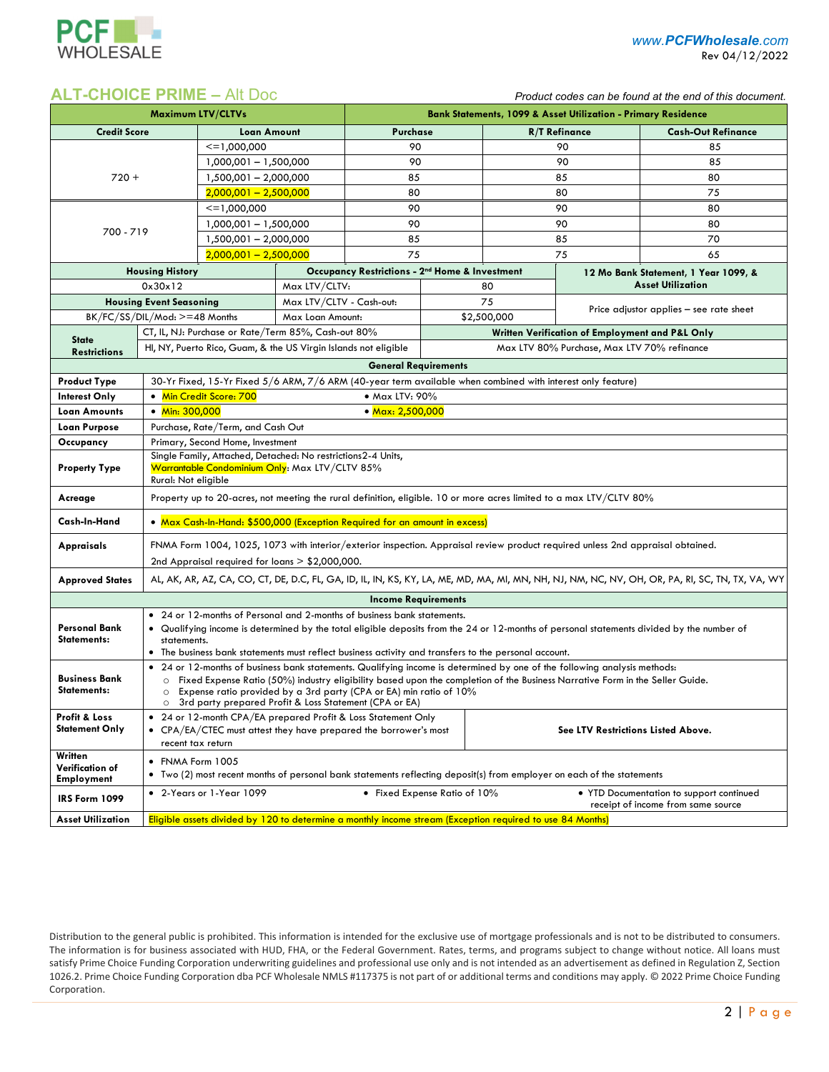## ALT-CHOICE PRIME – Alt Doc

*Product codes can be found at the end of this document.*

| Maximum LTV/CLTVs | | Bank Statements, 1099 & Asset Utilization - Primary Residence | | |
|---|---|---|---|---|
| **Credit Score** | **Loan Amount** | **Purchase** | **R/T Refinance** | **Cash-Out Refinance** |
| 720 + | <=1,000,000 | 90 | 90 | 85 |
| | 1,000,001 – 1,500,000 | 90 | 90 | 85 |
| | 1,500,001 – 2,000,000 | 85 | 85 | 80 |
| | 2,000,001 – 2,500,000 | 80 | 80 | 75 |
| 700 - 719 | <=1,000,000 | 90 | 90 | 80 |
| | 1,000,001 – 1,500,000 | 90 | 90 | 80 |
| | 1,500,001 – 2,000,000 | 85 | 85 | 70 |
| | 2,000,001 – 2,500,000 | 75 | 75 | 65 |

| Housing History | Occupancy Restrictions - 2nd Home & Investment | | 12 Mo Bank Statement, 1 Year 1099, & Asset Utilization |
|---|---|---|---|
| 0x30x12 | Max LTV/CLTV: | 80 | |
| **Housing Event Seasoning** | Max LTV/CLTV - Cash-out: | 75 | Price adjustor applies – see rate sheet |
| BK/FC/SS/DIL/Mod: >=48 Months | Max Loan Amount: | $2,500,000 | |

| State Restrictions | |
|---|---|
| CT, IL, NJ: Purchase or Rate/Term 85%, Cash-out 80% | **Written Verification of Employment and P&L Only** |
| HI, NY, Puerto Rico, Guam, & the US Virgin Islands not eligible | Max LTV 80% Purchase, Max LTV 70% refinance |

| General Requirements | |
|---|---|
| **Product Type** | 30-Yr Fixed, 15-Yr Fixed 5/6 ARM, 7/6 ARM (40-year term available when combined with interest only feature) |
| **Interest Only** | • Min Credit Score: 700 • Max LTV: 90% |
| **Loan Amounts** | • Min: 300,000 • Max: 2,500,000 |
| **Loan Purpose** | Purchase, Rate/Term, and Cash Out |
| **Occupancy** | Primary, Second Home, Investment |
| **Property Type** | Single Family, Attached, Detached: No restrictions2-4 Units, Warrantable Condominium Only: Max LTV/CLTV 85% Rural: Not eligible |
| **Acreage** | Property up to 20-acres, not meeting the rural definition, eligible. 10 or more acres limited to a max LTV/CLTV 80% |
| **Cash-In-Hand** | • Max Cash-In-Hand: $500,000 (Exception Required for an amount in excess) |
| **Appraisals** | FNMA Form 1004, 1025, 1073 with interior/exterior inspection. Appraisal review product required unless 2nd appraisal obtained. 2nd Appraisal required for loans > $2,000,000. |
| **Approved States** | AL, AK, AR, AZ, CA, CO, CT, DE, D.C, FL, GA, ID, IL, IN, KS, KY, LA, ME, MD, MA, MI, MN, NH, NJ, NM, NC, NV, OH, OR, PA, RI, SC, TN, TX, VA, WY |

| Income Requirements | |
|---|---|
| **Personal Bank Statements:** | • 24 or 12-months of Personal and 2-months of business bank statements. • Qualifying income is determined by the total eligible deposits from the 24 or 12-months of personal statements divided by the number of statements. • The business bank statements must reflect business activity and transfers to the personal account. |
| **Business Bank Statements:** | • 24 or 12-months of business bank statements. Qualifying income is determined by one of the following analysis methods: ○ Fixed Expense Ratio (50%) industry eligibility based upon the completion of the Business Narrative Form in the Seller Guide. ○ Expense ratio provided by a 3rd party (CPA or EA) min ratio of 10% ○ 3rd party prepared Profit & Loss Statement (CPA or EA) |
| **Profit & Loss Statement Only** | • 24 or 12-month CPA/EA prepared Profit & Loss Statement Only • CPA/EA/CTEC must attest they have prepared the borrower's most recent tax return — **See LTV Restrictions Listed Above.** |
| **Written Verification of Employment** | • FNMA Form 1005 • Two (2) most recent months of personal bank statements reflecting deposit(s) from employer on each of the statements |
| **IRS Form 1099** | • 2-Years or 1-Year 1099 • Fixed Expense Ratio of 10% • YTD Documentation to support continued receipt of income from same source |
| **Asset Utilization** | Eligible assets divided by 120 to determine a monthly income stream (Exception required to use 84 Months) |

Distribution to the general public is prohibited. This information is intended for the exclusive use of mortgage professionals and is not to be distributed to consumers. The information is for business associated with HUD, FHA, or the Federal Government. Rates, terms, and programs subject to change without notice. All loans must satisfy Prime Choice Funding Corporation underwriting guidelines and professional use only and is not intended as an advertisement as defined in Regulation Z, Section 1026.2. Prime Choice Funding Corporation dba PCF Wholesale NMLS #117375 is not part of or additional terms and conditions may apply. © 2022 Prime Choice Funding Corporation.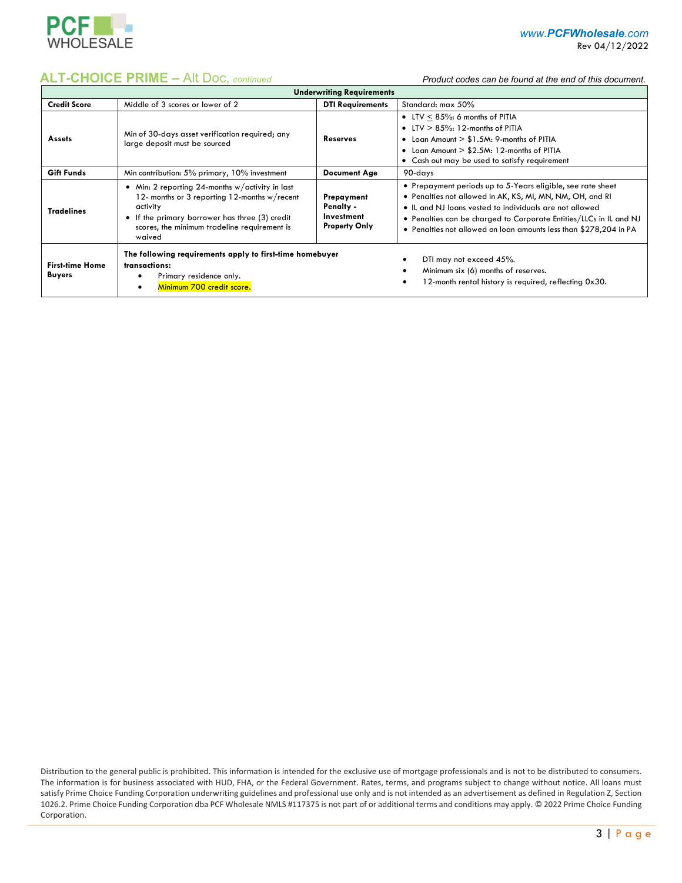## ALT-CHOICE PRIME – Alt Doc, *continued*

*Product codes can be found at the end of this document.*

| Underwriting Requirements | | | |
|---|---|---|---|
| **Credit Score** | Middle of 3 scores or lower of 2 | **DTI Requirements** | Standard: max 50% |
| **Assets** | Min of 30-days asset verification required; any large deposit must be sourced | **Reserves** | • LTV ≤ 85%: 6 months of PITIA<br>• LTV > 85%: 12-months of PITIA<br>• Loan Amount > $1.5M: 9-months of PITIA<br>• Loan Amount > $2.5M: 12-months of PITIA<br>• Cash out may be used to satisfy requirement |
| **Gift Funds** | Min contribution: 5% primary, 10% investment | **Document Age** | 90-days |
| **Tradelines** | • Min: 2 reporting 24-months w/activity in last 12- months or 3 reporting 12-months w/recent activity<br>• If the primary borrower has three (3) credit scores, the minimum tradeline requirement is waived | **Prepayment Penalty - Investment Property Only** | • Prepayment periods up to 5-Years eligible, see rate sheet<br>• Penalties not allowed in AK, KS, MI, MN, NM, OH, and RI<br>• IL and NJ loans vested to individuals are not allowed<br>• Penalties can be charged to Corporate Entities/LLCs in IL and NJ<br>• Penalties not allowed on loan amounts less than $278,204 in PA |
| **First-time Home Buyers** | **The following requirements apply to first-time homebuyer transactions:**<br>• Primary residence only.<br>• Minimum 700 credit score. | | • DTI may not exceed 45%.<br>• Minimum six (6) months of reserves.<br>• 12-month rental history is required, reflecting 0x30. |

Distribution to the general public is prohibited. This information is intended for the exclusive use of mortgage professionals and is not to be distributed to consumers. The information is for business associated with HUD, FHA, or the Federal Government. Rates, terms, and programs subject to change without notice. All loans must satisfy Prime Choice Funding Corporation underwriting guidelines and professional use only and is not intended as an advertisement as defined in Regulation Z, Section 1026.2. Prime Choice Funding Corporation dba PCF Wholesale NMLS #117375 is not part of or additional terms and conditions may apply. © 2022 Prime Choice Funding Corporation.